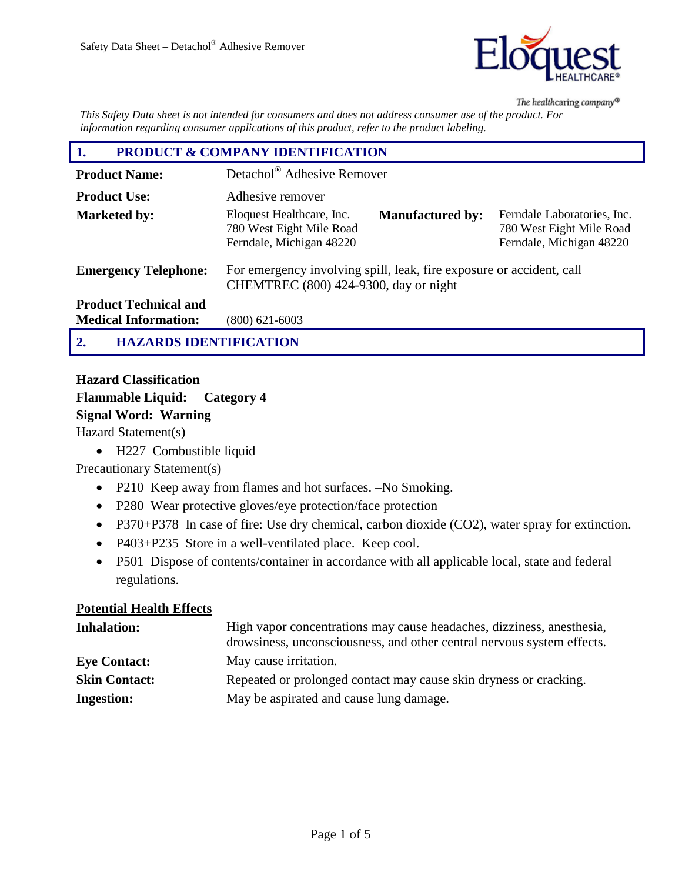*This Safety Data sheet is not intended for consumers and does not address consumer use of the product. For information regarding consumer applications of this product, refer to the product labeling.*

## 1. PRODUCT & COMPANY IDENTIFICATION

**Product Name:** Detachol® Adhesive Remover

**Product Use:** Adhesive remover

**Marketed by:** Eloquest Healthcare, Inc.
780 West Eight Mile Road
Ferndale, Michigan 48220

**Manufactured by:** Ferndale Laboratories, Inc.
780 West Eight Mile Road
Ferndale, Michigan 48220

**Emergency Telephone:** For emergency involving spill, leak, fire exposure or accident, call CHEMTREC (800) 424-9300, day or night

**Product Technical and Medical Information:** (800) 621-6003

## 2. HAZARDS IDENTIFICATION

**Hazard Classification**

**Flammable Liquid: Category 4**

**Signal Word: Warning**

Hazard Statement(s)

- H227 Combustible liquid

Precautionary Statement(s)

- P210 Keep away from flames and hot surfaces. –No Smoking.
- P280 Wear protective gloves/eye protection/face protection
- P370+P378 In case of fire: Use dry chemical, carbon dioxide ($CO_2$), water spray for extinction.
- P403+P235 Store in a well-ventilated place. Keep cool.
- P501 Dispose of contents/container in accordance with all applicable local, state and federal regulations.

**Potential Health Effects**

**Inhalation:** High vapor concentrations may cause headaches, dizziness, anesthesia, drowsiness, unconsciousness, and other central nervous system effects.

**Eye Contact:** May cause irritation.

**Skin Contact:** Repeated or prolonged contact may cause skin dryness or cracking.

**Ingestion:** May be aspirated and cause lung damage.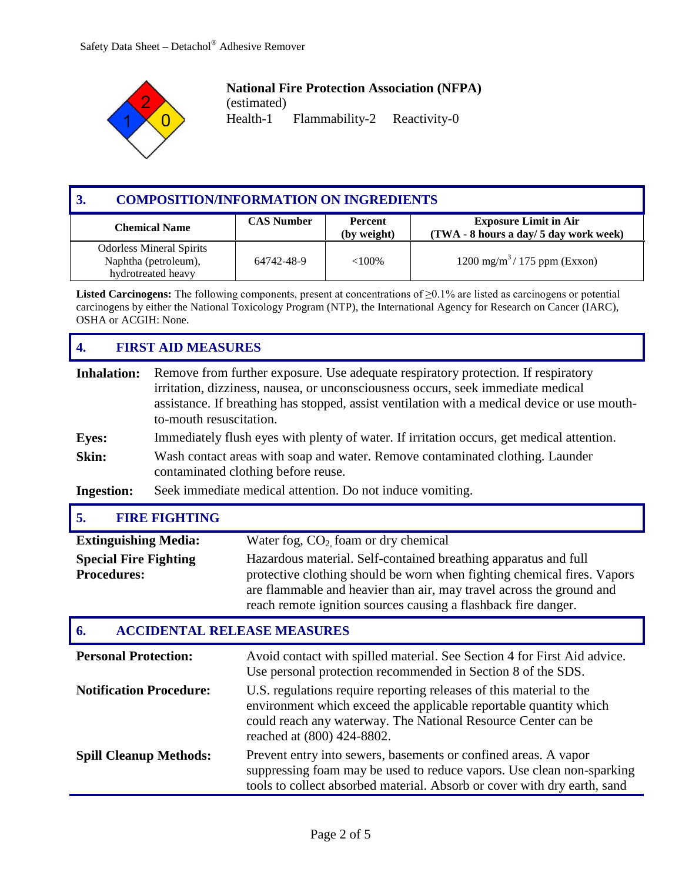**National Fire Protection Association (NFPA)**
(estimated)
Health-1 Flammability-2 Reactivity-0

## 3. COMPOSITION/INFORMATION ON INGREDIENTS

| Chemical Name | CAS Number | Percent (by weight) | Exposure Limit in Air (TWA - 8 hours a day/ 5 day work week) |
|---|---|---|---|
| Odorless Mineral Spirits Naphtha (petroleum), hydrotreated heavy | 64742-48-9 | <100% | 1200 mg/m$^3$ / 175 ppm (Exxon) |

**Listed Carcinogens:** The following components, present at concentrations of ≥0.1% are listed as carcinogens or potential carcinogens by either the National Toxicology Program (NTP), the International Agency for Research on Cancer (IARC), OSHA or ACGIH: None.

## 4. FIRST AID MEASURES

**Inhalation:** Remove from further exposure. Use adequate respiratory protection. If respiratory irritation, dizziness, nausea, or unconsciousness occurs, seek immediate medical assistance. If breathing has stopped, assist ventilation with a medical device or use mouth-to-mouth resuscitation.

**Eyes:** Immediately flush eyes with plenty of water. If irritation occurs, get medical attention.

**Skin:** Wash contact areas with soap and water. Remove contaminated clothing. Launder contaminated clothing before reuse.

**Ingestion:** Seek immediate medical attention. Do not induce vomiting.

## 5. FIRE FIGHTING

**Extinguishing Media:** Water fog, $CO_2$, foam or dry chemical

**Special Fire Fighting Procedures:** Hazardous material. Self-contained breathing apparatus and full protective clothing should be worn when fighting chemical fires. Vapors are flammable and heavier than air, may travel across the ground and reach remote ignition sources causing a flashback fire danger.

## 6. ACCIDENTAL RELEASE MEASURES

**Personal Protection:** Avoid contact with spilled material. See Section 4 for First Aid advice. Use personal protection recommended in Section 8 of the SDS.

**Notification Procedure:** U.S. regulations require reporting releases of this material to the environment which exceed the applicable reportable quantity which could reach any waterway. The National Resource Center can be reached at (800) 424-8802.

**Spill Cleanup Methods:** Prevent entry into sewers, basements or confined areas. A vapor suppressing foam may be used to reduce vapors. Use clean non-sparking tools to collect absorbed material. Absorb or cover with dry earth, sand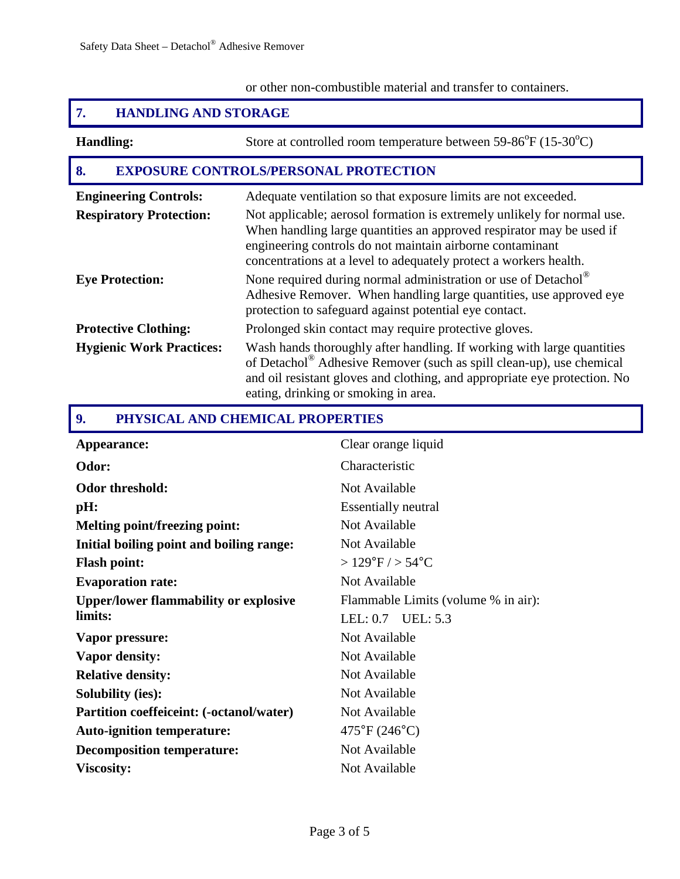or other non-combustible material and transfer to containers.

## 7. HANDLING AND STORAGE

| | |
|---|---|
| **Handling:** | Store at controlled room temperature between 59-86°F (15-30°C) |

## 8. EXPOSURE CONTROLS/PERSONAL PROTECTION

| | |
|---|---|
| **Engineering Controls:** | Adequate ventilation so that exposure limits are not exceeded. |
| **Respiratory Protection:** | Not applicable; aerosol formation is extremely unlikely for normal use. When handling large quantities an approved respirator may be used if engineering controls do not maintain airborne contaminant concentrations at a level to adequately protect a workers health. |
| **Eye Protection:** | None required during normal administration or use of Detachol® Adhesive Remover. When handling large quantities, use approved eye protection to safeguard against potential eye contact. |
| **Protective Clothing:** | Prolonged skin contact may require protective gloves. |
| **Hygienic Work Practices:** | Wash hands thoroughly after handling. If working with large quantities of Detachol® Adhesive Remover (such as spill clean-up), use chemical and oil resistant gloves and clothing, and appropriate eye protection. No eating, drinking or smoking in area. |

## 9. PHYSICAL AND CHEMICAL PROPERTIES

| | |
|---|---|
| **Appearance:** | Clear orange liquid |
| **Odor:** | Characteristic |
| **Odor threshold:** | Not Available |
| **pH:** | Essentially neutral |
| **Melting point/freezing point:** | Not Available |
| **Initial boiling point and boiling range:** | Not Available |
| **Flash point:** | > 129°F / > 54°C |
| **Evaporation rate:** | Not Available |
| **Upper/lower flammability or explosive limits:** | Flammable Limits (volume % in air): LEL: 0.7 UEL: 5.3 |
| **Vapor pressure:** | Not Available |
| **Vapor density:** | Not Available |
| **Relative density:** | Not Available |
| **Solubility (ies):** | Not Available |
| **Partition coeffeiceint: (-octanol/water)** | Not Available |
| **Auto-ignition temperature:** | 475°F (246°C) |
| **Decomposition temperature:** | Not Available |
| **Viscosity:** | Not Available |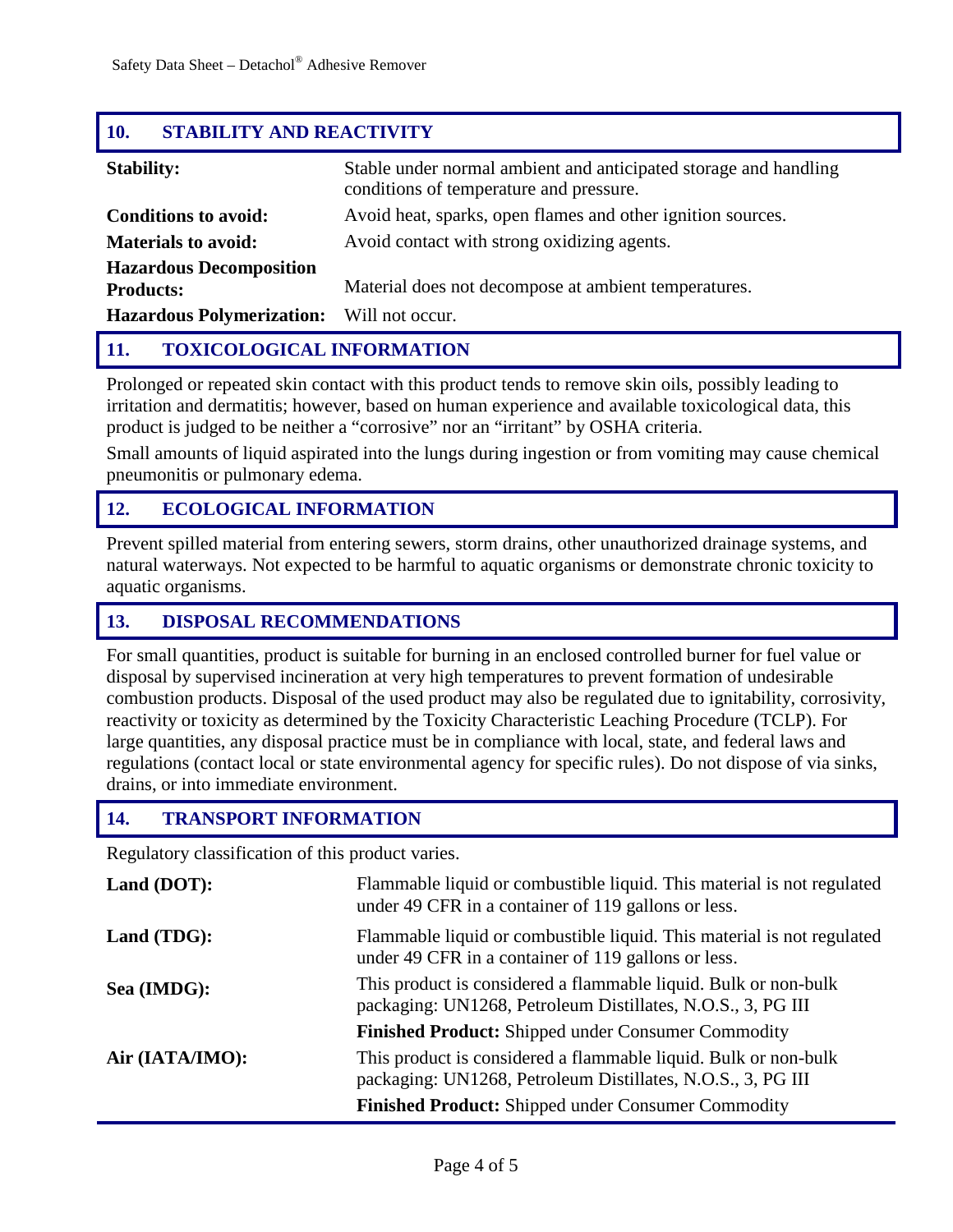## 10. STABILITY AND REACTIVITY

| | |
|---|---|
| **Stability:** | Stable under normal ambient and anticipated storage and handling conditions of temperature and pressure. |
| **Conditions to avoid:** | Avoid heat, sparks, open flames and other ignition sources. |
| **Materials to avoid:** | Avoid contact with strong oxidizing agents. |
| **Hazardous Decomposition Products:** | Material does not decompose at ambient temperatures. |
| **Hazardous Polymerization:** | Will not occur. |

## 11. TOXICOLOGICAL INFORMATION

Prolonged or repeated skin contact with this product tends to remove skin oils, possibly leading to irritation and dermatitis; however, based on human experience and available toxicological data, this product is judged to be neither a "corrosive" nor an "irritant" by OSHA criteria.

Small amounts of liquid aspirated into the lungs during ingestion or from vomiting may cause chemical pneumonitis or pulmonary edema.

## 12. ECOLOGICAL INFORMATION

Prevent spilled material from entering sewers, storm drains, other unauthorized drainage systems, and natural waterways. Not expected to be harmful to aquatic organisms or demonstrate chronic toxicity to aquatic organisms.

## 13. DISPOSAL RECOMMENDATIONS

For small quantities, product is suitable for burning in an enclosed controlled burner for fuel value or disposal by supervised incineration at very high temperatures to prevent formation of undesirable combustion products. Disposal of the used product may also be regulated due to ignitability, corrosivity, reactivity or toxicity as determined by the Toxicity Characteristic Leaching Procedure (TCLP). For large quantities, any disposal practice must be in compliance with local, state, and federal laws and regulations (contact local or state environmental agency for specific rules). Do not dispose of via sinks, drains, or into immediate environment.

## 14. TRANSPORT INFORMATION

Regulatory classification of this product varies.

| | |
|---|---|
| **Land (DOT):** | Flammable liquid or combustible liquid. This material is not regulated under 49 CFR in a container of 119 gallons or less. |
| **Land (TDG):** | Flammable liquid or combustible liquid. This material is not regulated under 49 CFR in a container of 119 gallons or less. |
| **Sea (IMDG):** | This product is considered a flammable liquid. Bulk or non-bulk packaging: UN1268, Petroleum Distillates, N.O.S., 3, PG III<br>**Finished Product:** Shipped under Consumer Commodity |
| **Air (IATA/IMO):** | This product is considered a flammable liquid. Bulk or non-bulk packaging: UN1268, Petroleum Distillates, N.O.S., 3, PG III<br>**Finished Product:** Shipped under Consumer Commodity |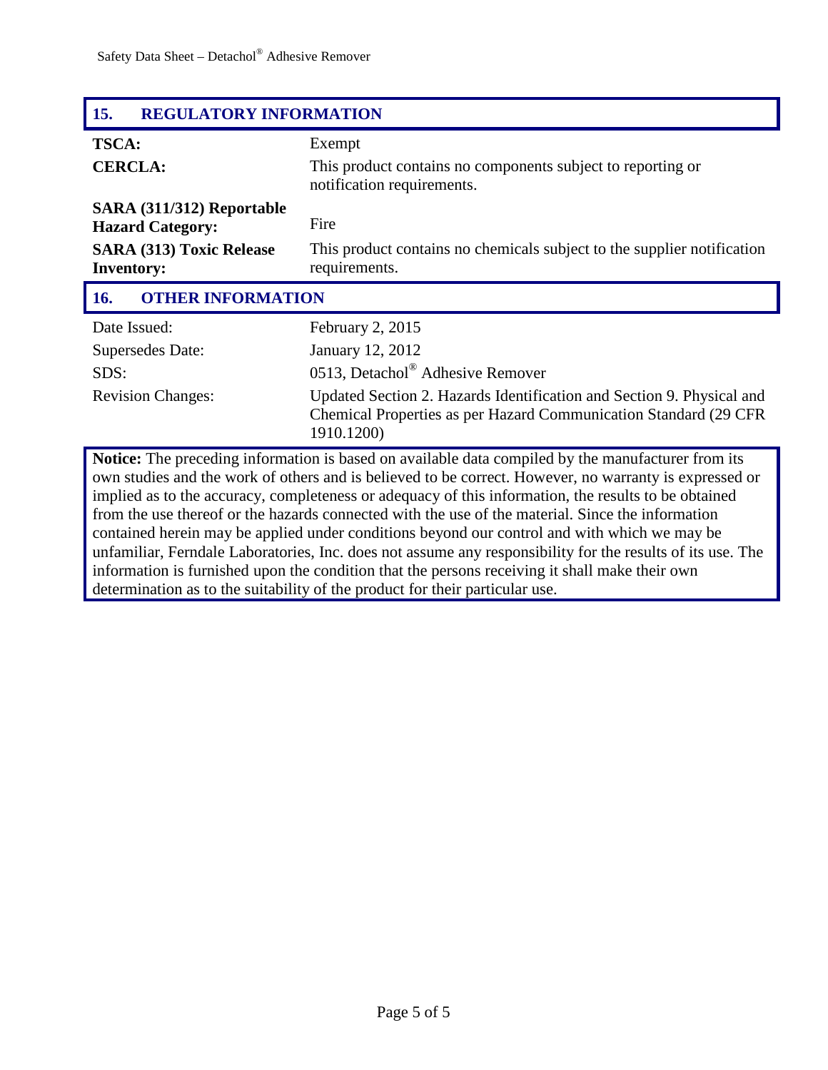## 15. REGULATORY INFORMATION

| | |
|---|---|
| **TSCA:** | Exempt |
| **CERCLA:** | This product contains no components subject to reporting or notification requirements. |
| **SARA (311/312) Reportable Hazard Category:** | Fire |
| **SARA (313) Toxic Release Inventory:** | This product contains no chemicals subject to the supplier notification requirements. |

## 16. OTHER INFORMATION

| | |
|---|---|
| Date Issued: | February 2, 2015 |
| Supersedes Date: | January 12, 2012 |
| SDS: | 0513, Detachol® Adhesive Remover |
| Revision Changes: | Updated Section 2. Hazards Identification and Section 9. Physical and Chemical Properties as per Hazard Communication Standard (29 CFR 1910.1200) |

**Notice:** The preceding information is based on available data compiled by the manufacturer from its own studies and the work of others and is believed to be correct. However, no warranty is expressed or implied as to the accuracy, completeness or adequacy of this information, the results to be obtained from the use thereof or the hazards connected with the use of the material. Since the information contained herein may be applied under conditions beyond our control and with which we may be unfamiliar, Ferndale Laboratories, Inc. does not assume any responsibility for the results of its use. The information is furnished upon the condition that the persons receiving it shall make their own determination as to the suitability of the product for their particular use.